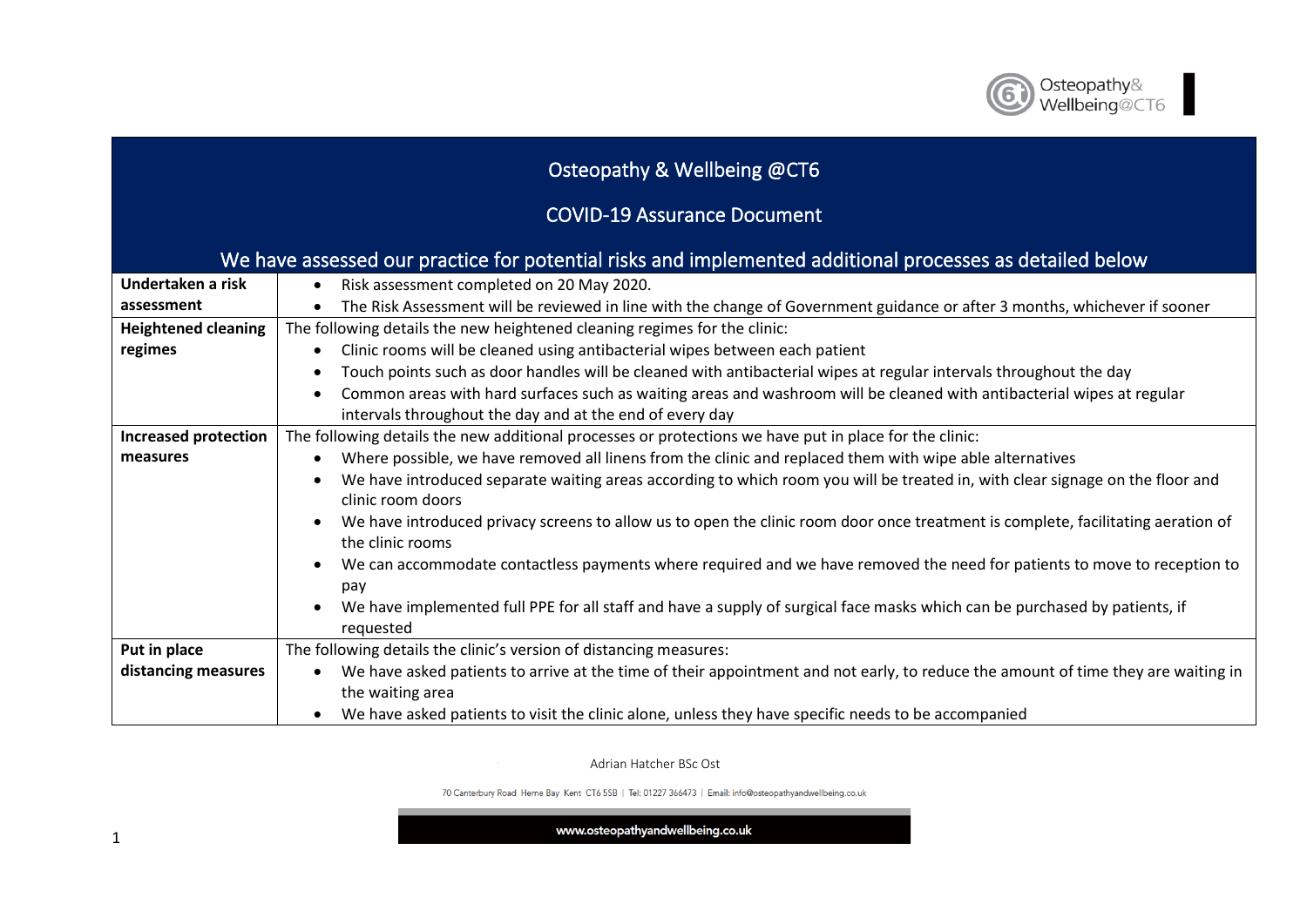# Osteopathy & Wellbeing @CT6

## COVID-19 Assurance Document

### We have assessed our practice for potential risks and implemented additional processes as detailed below

| | |
|---|---|
| **Undertaken a risk assessment** | • Risk assessment completed on 20 May 2020.<br>• The Risk Assessment will be reviewed in line with the change of Government guidance or after 3 months, whichever if sooner |
| **Heightened cleaning regimes** | The following details the new heightened cleaning regimes for the clinic:<br>• Clinic rooms will be cleaned using antibacterial wipes between each patient<br>• Touch points such as door handles will be cleaned with antibacterial wipes at regular intervals throughout the day<br>• Common areas with hard surfaces such as waiting areas and washroom will be cleaned with antibacterial wipes at regular intervals throughout the day and at the end of every day |
| **Increased protection measures** | The following details the new additional processes or protections we have put in place for the clinic:<br>• Where possible, we have removed all linens from the clinic and replaced them with wipe able alternatives<br>• We have introduced separate waiting areas according to which room you will be treated in, with clear signage on the floor and clinic room doors<br>• We have introduced privacy screens to allow us to open the clinic room door once treatment is complete, facilitating aeration of the clinic rooms<br>• We can accommodate contactless payments where required and we have removed the need for patients to move to reception to pay<br>• We have implemented full PPE for all staff and have a supply of surgical face masks which can be purchased by patients, if requested |
| **Put in place distancing measures** | The following details the clinic's version of distancing measures:<br>• We have asked patients to arrive at the time of their appointment and not early, to reduce the amount of time they are waiting in the waiting area<br>• We have asked patients to visit the clinic alone, unless they have specific needs to be accompanied |

Adrian Hatcher BSc Ost

70 Canterbury Road Herne Bay Kent CT6 5SB | Tel: 01227 366473 | Email: info@osteopathyandwellbeing.co.uk

www.osteopathyandwellbeing.co.uk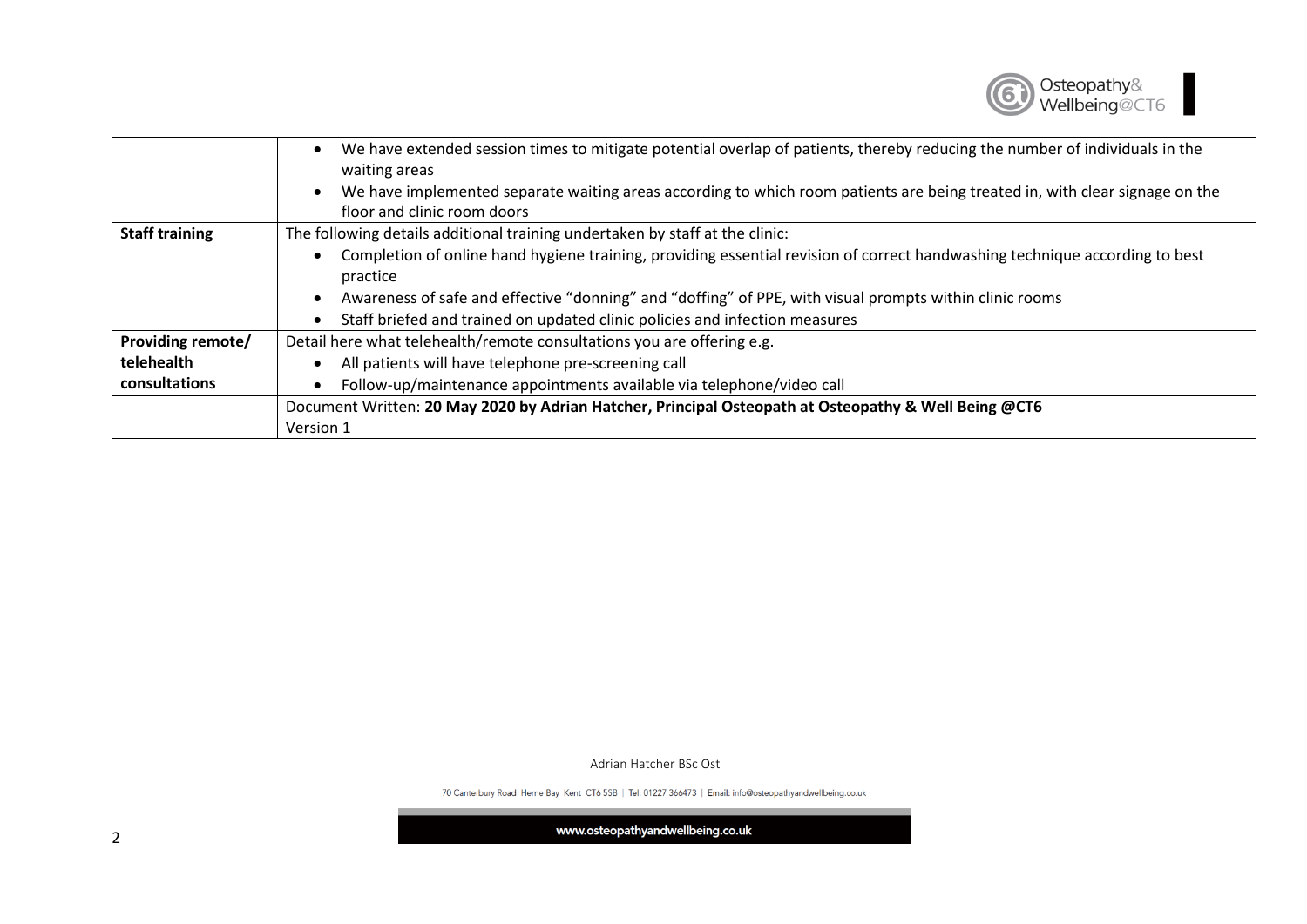| | |
|---|---|
| | • We have extended session times to mitigate potential overlap of patients, thereby reducing the number of individuals in the waiting areas<br>• We have implemented separate waiting areas according to which room patients are being treated in, with clear signage on the floor and clinic room doors |
| **Staff training** | The following details additional training undertaken by staff at the clinic:<br>• Completion of online hand hygiene training, providing essential revision of correct handwashing technique according to best practice<br>• Awareness of safe and effective "donning" and "doffing" of PPE, with visual prompts within clinic rooms<br>• Staff briefed and trained on updated clinic policies and infection measures |
| **Providing remote/ telehealth consultations** | Detail here what telehealth/remote consultations you are offering e.g.<br>• All patients will have telephone pre-screening call<br>• Follow-up/maintenance appointments available via telephone/video call |
| | Document Written: **20 May 2020 by Adrian Hatcher, Principal Osteopath at Osteopathy & Well Being @CT6**<br>Version 1 |

Adrian Hatcher BSc Ost

70 Canterbury Road Herne Bay Kent CT6 5SB | Tel: 01227 366473 | Email: info@osteopathyandwellbeing.co.uk

www.osteopathyandwellbeing.co.uk